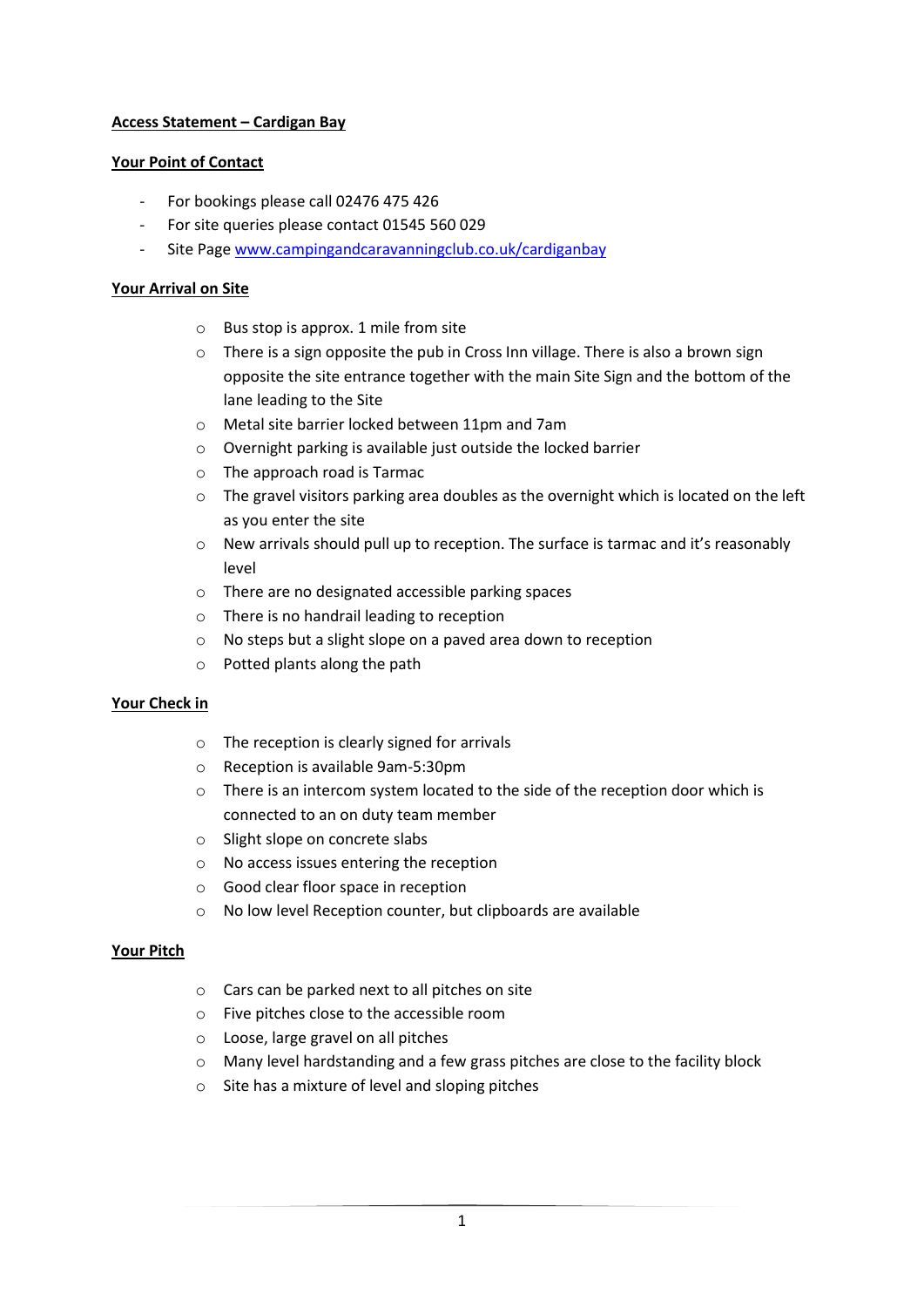**Access Statement – Cardigan Bay**

**Your Point of Contact**

- For bookings please call 02476 475 426
- For site queries please contact 01545 560 029
- Site Page [www.campingandcaravanningclub.co.uk/cardiganbay](www.campingandcaravanningclub.co.uk/cardiganbay)

**Your Arrival on Site**

- Bus stop is approx. 1 mile from site
- There is a sign opposite the pub in Cross Inn village. There is also a brown sign opposite the site entrance together with the main Site Sign and the bottom of the lane leading to the Site
- Metal site barrier locked between 11pm and 7am
- Overnight parking is available just outside the locked barrier
- The approach road is Tarmac
- The gravel visitors parking area doubles as the overnight which is located on the left as you enter the site
- New arrivals should pull up to reception. The surface is tarmac and it's reasonably level
- There are no designated accessible parking spaces
- There is no handrail leading to reception
- No steps but a slight slope on a paved area down to reception
- Potted plants along the path

**Your Check in**

- The reception is clearly signed for arrivals
- Reception is available 9am-5:30pm
- There is an intercom system located to the side of the reception door which is connected to an on duty team member
- Slight slope on concrete slabs
- No access issues entering the reception
- Good clear floor space in reception
- No low level Reception counter, but clipboards are available

**Your Pitch**

- Cars can be parked next to all pitches on site
- Five pitches close to the accessible room
- Loose, large gravel on all pitches
- Many level hardstanding and a few grass pitches are close to the facility block
- Site has a mixture of level and sloping pitches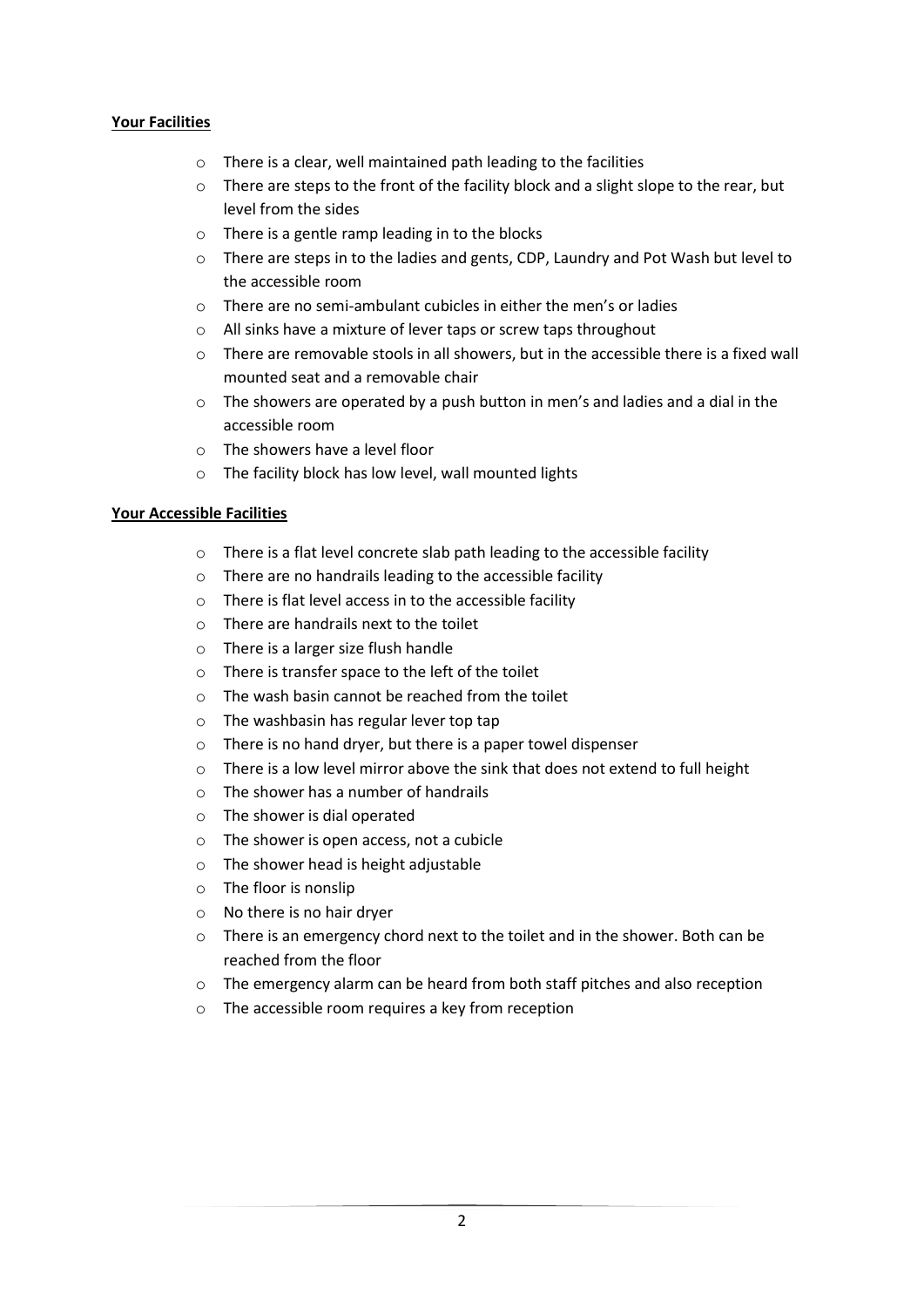**Your Facilities**

- There is a clear, well maintained path leading to the facilities
- There are steps to the front of the facility block and a slight slope to the rear, but level from the sides
- There is a gentle ramp leading in to the blocks
- There are steps in to the ladies and gents, CDP, Laundry and Pot Wash but level to the accessible room
- There are no semi-ambulant cubicles in either the men's or ladies
- All sinks have a mixture of lever taps or screw taps throughout
- There are removable stools in all showers, but in the accessible there is a fixed wall mounted seat and a removable chair
- The showers are operated by a push button in men's and ladies and a dial in the accessible room
- The showers have a level floor
- The facility block has low level, wall mounted lights

**Your Accessible Facilities**

- There is a flat level concrete slab path leading to the accessible facility
- There are no handrails leading to the accessible facility
- There is flat level access in to the accessible facility
- There are handrails next to the toilet
- There is a larger size flush handle
- There is transfer space to the left of the toilet
- The wash basin cannot be reached from the toilet
- The washbasin has regular lever top tap
- There is no hand dryer, but there is a paper towel dispenser
- There is a low level mirror above the sink that does not extend to full height
- The shower has a number of handrails
- The shower is dial operated
- The shower is open access, not a cubicle
- The shower head is height adjustable
- The floor is nonslip
- No there is no hair dryer
- There is an emergency chord next to the toilet and in the shower. Both can be reached from the floor
- The emergency alarm can be heard from both staff pitches and also reception
- The accessible room requires a key from reception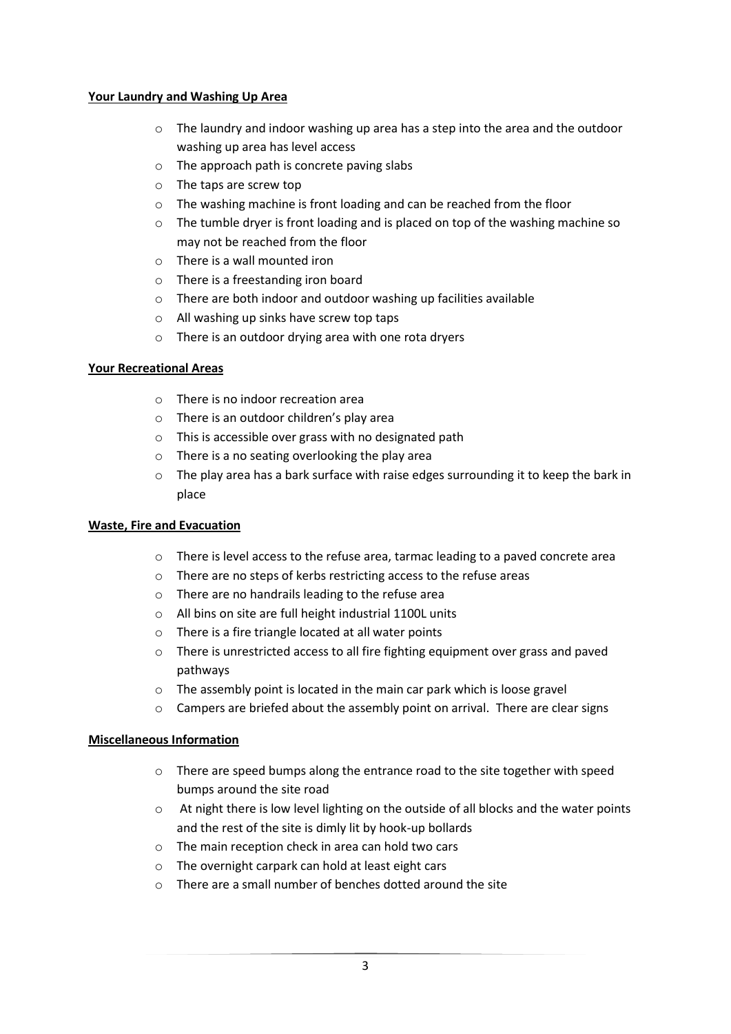**Your Laundry and Washing Up Area**

- The laundry and indoor washing up area has a step into the area and the outdoor washing up area has level access
- The approach path is concrete paving slabs
- The taps are screw top
- The washing machine is front loading and can be reached from the floor
- The tumble dryer is front loading and is placed on top of the washing machine so may not be reached from the floor
- There is a wall mounted iron
- There is a freestanding iron board
- There are both indoor and outdoor washing up facilities available
- All washing up sinks have screw top taps
- There is an outdoor drying area with one rota dryers

**Your Recreational Areas**

- There is no indoor recreation area
- There is an outdoor children's play area
- This is accessible over grass with no designated path
- There is a no seating overlooking the play area
- The play area has a bark surface with raise edges surrounding it to keep the bark in place

**Waste, Fire and Evacuation**

- There is level access to the refuse area, tarmac leading to a paved concrete area
- There are no steps of kerbs restricting access to the refuse areas
- There are no handrails leading to the refuse area
- All bins on site are full height industrial 1100L units
- There is a fire triangle located at all water points
- There is unrestricted access to all fire fighting equipment over grass and paved pathways
- The assembly point is located in the main car park which is loose gravel
- Campers are briefed about the assembly point on arrival. There are clear signs

**Miscellaneous Information**

- There are speed bumps along the entrance road to the site together with speed bumps around the site road
- At night there is low level lighting on the outside of all blocks and the water points and the rest of the site is dimly lit by hook-up bollards
- The main reception check in area can hold two cars
- The overnight carpark can hold at least eight cars
- There are a small number of benches dotted around the site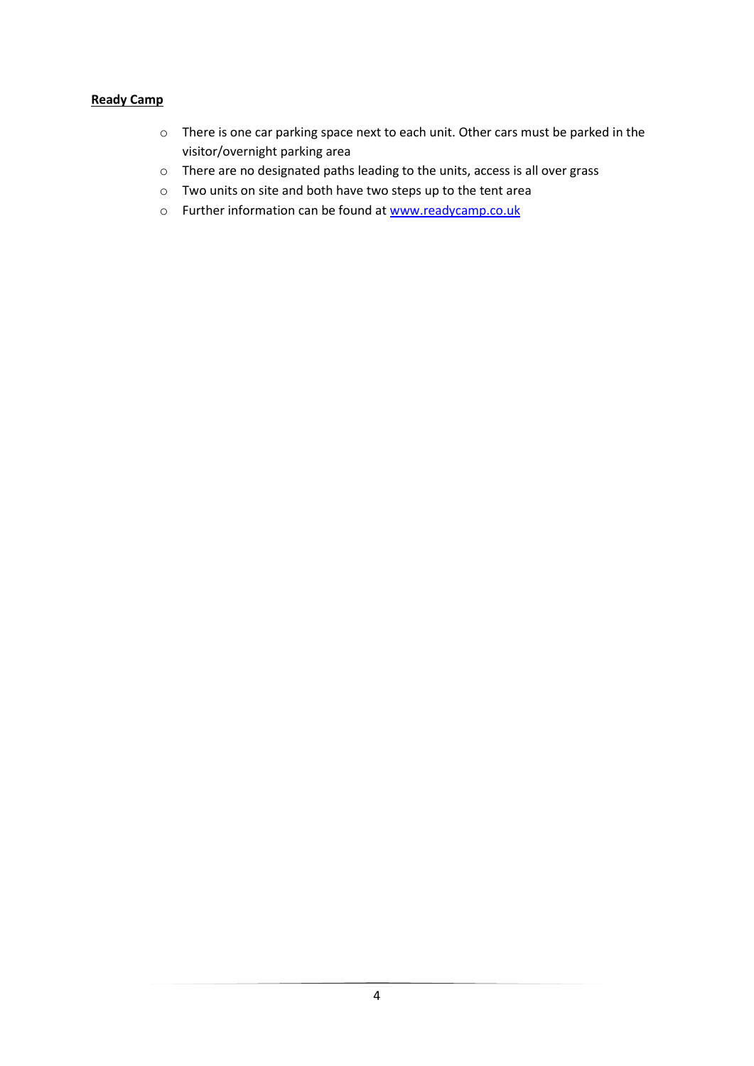**Ready Camp**

- There is one car parking space next to each unit. Other cars must be parked in the visitor/overnight parking area
- There are no designated paths leading to the units, access is all over grass
- Two units on site and both have two steps up to the tent area
- Further information can be found at [www.readycamp.co.uk](http://www.readycamp.co.uk)